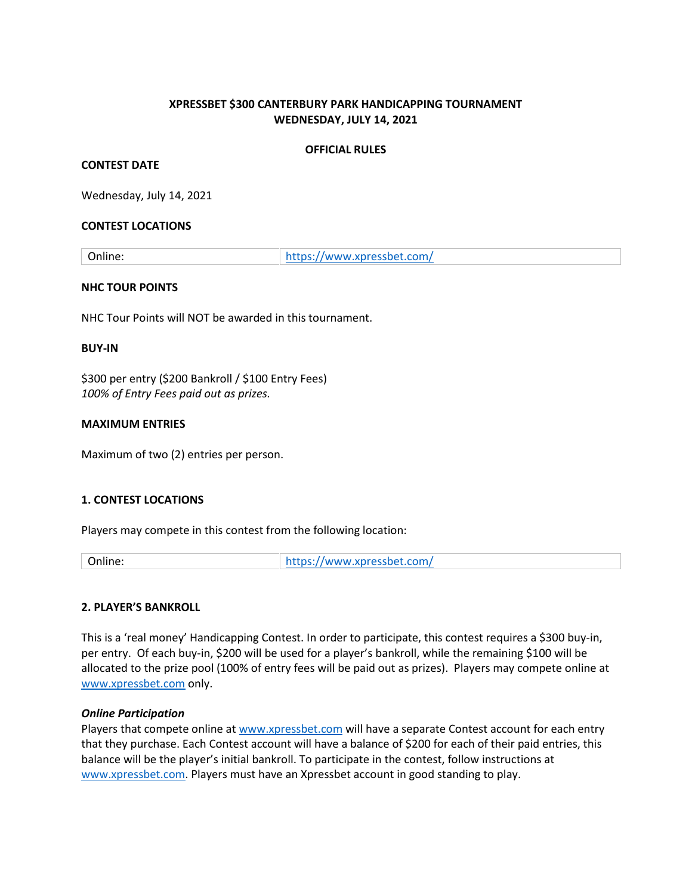# XPRESSBET $300 CANTERBURY PARK HANDICAPPING TOURNAMENT
# WEDNESDAY, JULY 14, 2021

## OFFICIAL RULES

**CONTEST DATE**

Wednesday, July 14, 2021

**CONTEST LOCATIONS**

| Online: | https://www.xpressbet.com/ |
|---|---|

**NHC TOUR POINTS**

NHC Tour Points will NOT be awarded in this tournament.

**BUY-IN**

$300 per entry ($200 Bankroll / $100 Entry Fees)
*100% of Entry Fees paid out as prizes.*

**MAXIMUM ENTRIES**

Maximum of two (2) entries per person.

### 1. CONTEST LOCATIONS

Players may compete in this contest from the following location:

| Online: | https://www.xpressbet.com/ |
|---|---|

### 2. PLAYER'S BANKROLL

This is a 'real money' Handicapping Contest. In order to participate, this contest requires a $300 buy-in, per entry. Of each buy-in, $200 will be used for a player's bankroll, while the remaining $100 will be allocated to the prize pool (100% of entry fees will be paid out as prizes). Players may compete online at www.xpressbet.com only.

***Online Participation***
Players that compete online at www.xpressbet.com will have a separate Contest account for each entry that they purchase. Each Contest account will have a balance of $200 for each of their paid entries, this balance will be the player's initial bankroll. To participate in the contest, follow instructions at www.xpressbet.com. Players must have an Xpressbet account in good standing to play.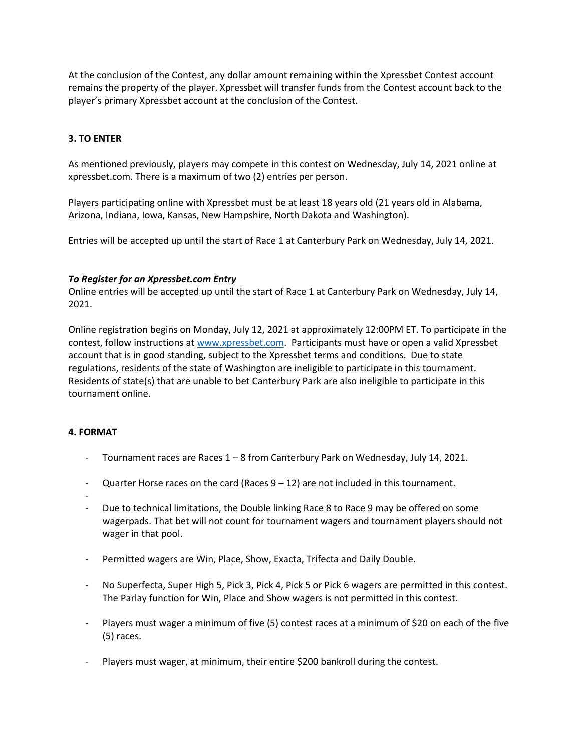At the conclusion of the Contest, any dollar amount remaining within the Xpressbet Contest account remains the property of the player. Xpressbet will transfer funds from the Contest account back to the player's primary Xpressbet account at the conclusion of the Contest.

## 3. TO ENTER

As mentioned previously, players may compete in this contest on Wednesday, July 14, 2021 online at xpressbet.com. There is a maximum of two (2) entries per person.

Players participating online with Xpressbet must be at least 18 years old (21 years old in Alabama, Arizona, Indiana, Iowa, Kansas, New Hampshire, North Dakota and Washington).

Entries will be accepted up until the start of Race 1 at Canterbury Park on Wednesday, July 14, 2021.

### *To Register for an Xpressbet.com Entry*

Online entries will be accepted up until the start of Race 1 at Canterbury Park on Wednesday, July 14, 2021.

Online registration begins on Monday, July 12, 2021 at approximately 12:00PM ET. To participate in the contest, follow instructions at [www.xpressbet.com](www.xpressbet.com). Participants must have or open a valid Xpressbet account that is in good standing, subject to the Xpressbet terms and conditions. Due to state regulations, residents of the state of Washington are ineligible to participate in this tournament. Residents of state(s) that are unable to bet Canterbury Park are also ineligible to participate in this tournament online.

## 4. FORMAT

- Tournament races are Races 1 – 8 from Canterbury Park on Wednesday, July 14, 2021.
- Quarter Horse races on the card (Races 9 – 12) are not included in this tournament.
- Due to technical limitations, the Double linking Race 8 to Race 9 may be offered on some wagerpads. That bet will not count for tournament wagers and tournament players should not wager in that pool.
- Permitted wagers are Win, Place, Show, Exacta, Trifecta and Daily Double.
- No Superfecta, Super High 5, Pick 3, Pick 4, Pick 5 or Pick 6 wagers are permitted in this contest. The Parlay function for Win, Place and Show wagers is not permitted in this contest.
- Players must wager a minimum of five (5) contest races at a minimum of $20 on each of the five (5) races.
- Players must wager, at minimum, their entire $200 bankroll during the contest.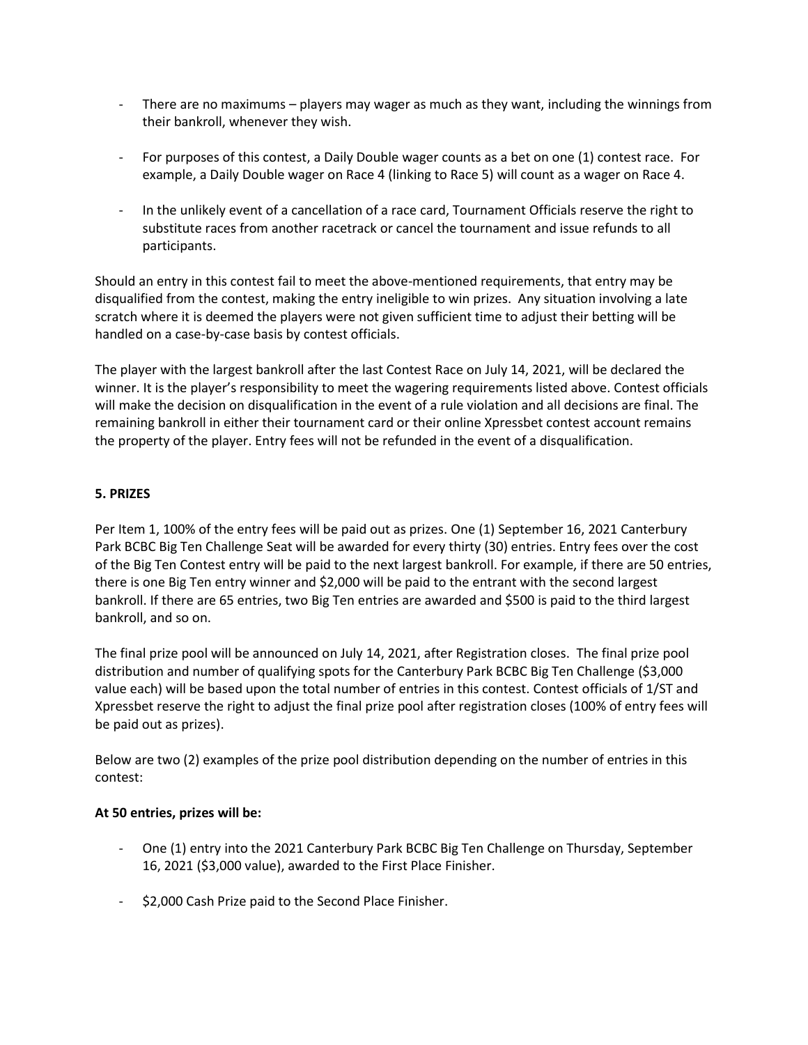- There are no maximums – players may wager as much as they want, including the winnings from their bankroll, whenever they wish.

- For purposes of this contest, a Daily Double wager counts as a bet on one (1) contest race. For example, a Daily Double wager on Race 4 (linking to Race 5) will count as a wager on Race 4.

- In the unlikely event of a cancellation of a race card, Tournament Officials reserve the right to substitute races from another racetrack or cancel the tournament and issue refunds to all participants.

Should an entry in this contest fail to meet the above-mentioned requirements, that entry may be disqualified from the contest, making the entry ineligible to win prizes. Any situation involving a late scratch where it is deemed the players were not given sufficient time to adjust their betting will be handled on a case-by-case basis by contest officials.

The player with the largest bankroll after the last Contest Race on July 14, 2021, will be declared the winner. It is the player's responsibility to meet the wagering requirements listed above. Contest officials will make the decision on disqualification in the event of a rule violation and all decisions are final. The remaining bankroll in either their tournament card or their online Xpressbet contest account remains the property of the player. Entry fees will not be refunded in the event of a disqualification.

**5. PRIZES**

Per Item 1, 100% of the entry fees will be paid out as prizes. One (1) September 16, 2021 Canterbury Park BCBC Big Ten Challenge Seat will be awarded for every thirty (30) entries. Entry fees over the cost of the Big Ten Contest entry will be paid to the next largest bankroll. For example, if there are 50 entries, there is one Big Ten entry winner and $2,000 will be paid to the entrant with the second largest bankroll. If there are 65 entries, two Big Ten entries are awarded and $500 is paid to the third largest bankroll, and so on.

The final prize pool will be announced on July 14, 2021, after Registration closes. The final prize pool distribution and number of qualifying spots for the Canterbury Park BCBC Big Ten Challenge ($3,000 value each) will be based upon the total number of entries in this contest. Contest officials of 1/ST and Xpressbet reserve the right to adjust the final prize pool after registration closes (100% of entry fees will be paid out as prizes).

Below are two (2) examples of the prize pool distribution depending on the number of entries in this contest:

**At 50 entries, prizes will be:**

- One (1) entry into the 2021 Canterbury Park BCBC Big Ten Challenge on Thursday, September 16, 2021 ($3,000 value), awarded to the First Place Finisher.

- $2,000 Cash Prize paid to the Second Place Finisher.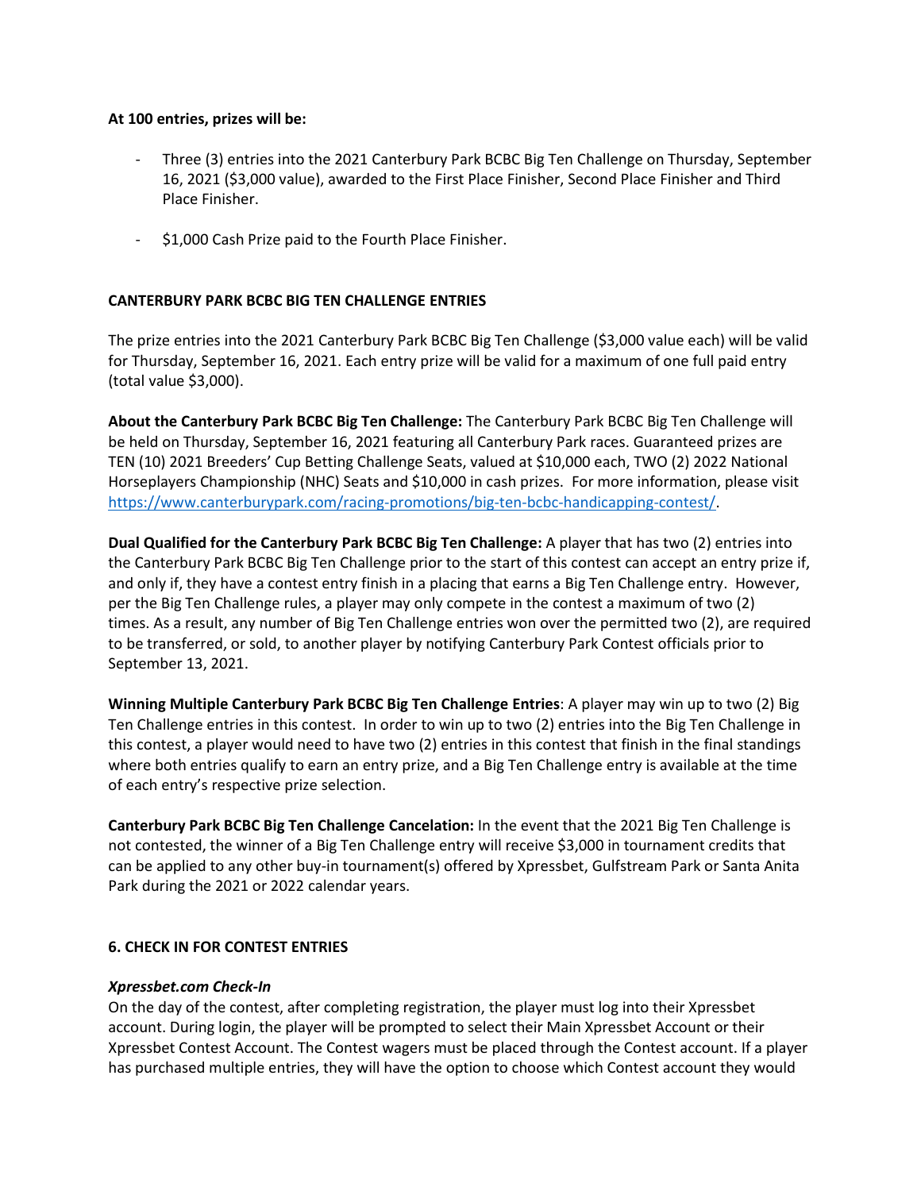**At 100 entries, prizes will be:**

- Three (3) entries into the 2021 Canterbury Park BCBC Big Ten Challenge on Thursday, September 16, 2021 ($3,000 value), awarded to the First Place Finisher, Second Place Finisher and Third Place Finisher.

- $1,000 Cash Prize paid to the Fourth Place Finisher.

**CANTERBURY PARK BCBC BIG TEN CHALLENGE ENTRIES**

The prize entries into the 2021 Canterbury Park BCBC Big Ten Challenge ($3,000 value each) will be valid for Thursday, September 16, 2021. Each entry prize will be valid for a maximum of one full paid entry (total value $3,000).

**About the Canterbury Park BCBC Big Ten Challenge:** The Canterbury Park BCBC Big Ten Challenge will be held on Thursday, September 16, 2021 featuring all Canterbury Park races. Guaranteed prizes are TEN (10) 2021 Breeders' Cup Betting Challenge Seats, valued at $10,000 each, TWO (2) 2022 National Horseplayers Championship (NHC) Seats and $10,000 in cash prizes. For more information, please visit [https://www.canterburypark.com/racing-promotions/big-ten-bcbc-handicapping-contest/](https://www.canterburypark.com/racing-promotions/big-ten-bcbc-handicapping-contest/).

**Dual Qualified for the Canterbury Park BCBC Big Ten Challenge:** A player that has two (2) entries into the Canterbury Park BCBC Big Ten Challenge prior to the start of this contest can accept an entry prize if, and only if, they have a contest entry finish in a placing that earns a Big Ten Challenge entry. However, per the Big Ten Challenge rules, a player may only compete in the contest a maximum of two (2) times. As a result, any number of Big Ten Challenge entries won over the permitted two (2), are required to be transferred, or sold, to another player by notifying Canterbury Park Contest officials prior to September 13, 2021.

**Winning Multiple Canterbury Park BCBC Big Ten Challenge Entries**: A player may win up to two (2) Big Ten Challenge entries in this contest. In order to win up to two (2) entries into the Big Ten Challenge in this contest, a player would need to have two (2) entries in this contest that finish in the final standings where both entries qualify to earn an entry prize, and a Big Ten Challenge entry is available at the time of each entry's respective prize selection.

**Canterbury Park BCBC Big Ten Challenge Cancelation:** In the event that the 2021 Big Ten Challenge is not contested, the winner of a Big Ten Challenge entry will receive $3,000 in tournament credits that can be applied to any other buy-in tournament(s) offered by Xpressbet, Gulfstream Park or Santa Anita Park during the 2021 or 2022 calendar years.

**6. CHECK IN FOR CONTEST ENTRIES**

***Xpressbet.com Check-In***

On the day of the contest, after completing registration, the player must log into their Xpressbet account. During login, the player will be prompted to select their Main Xpressbet Account or their Xpressbet Contest Account. The Contest wagers must be placed through the Contest account. If a player has purchased multiple entries, they will have the option to choose which Contest account they would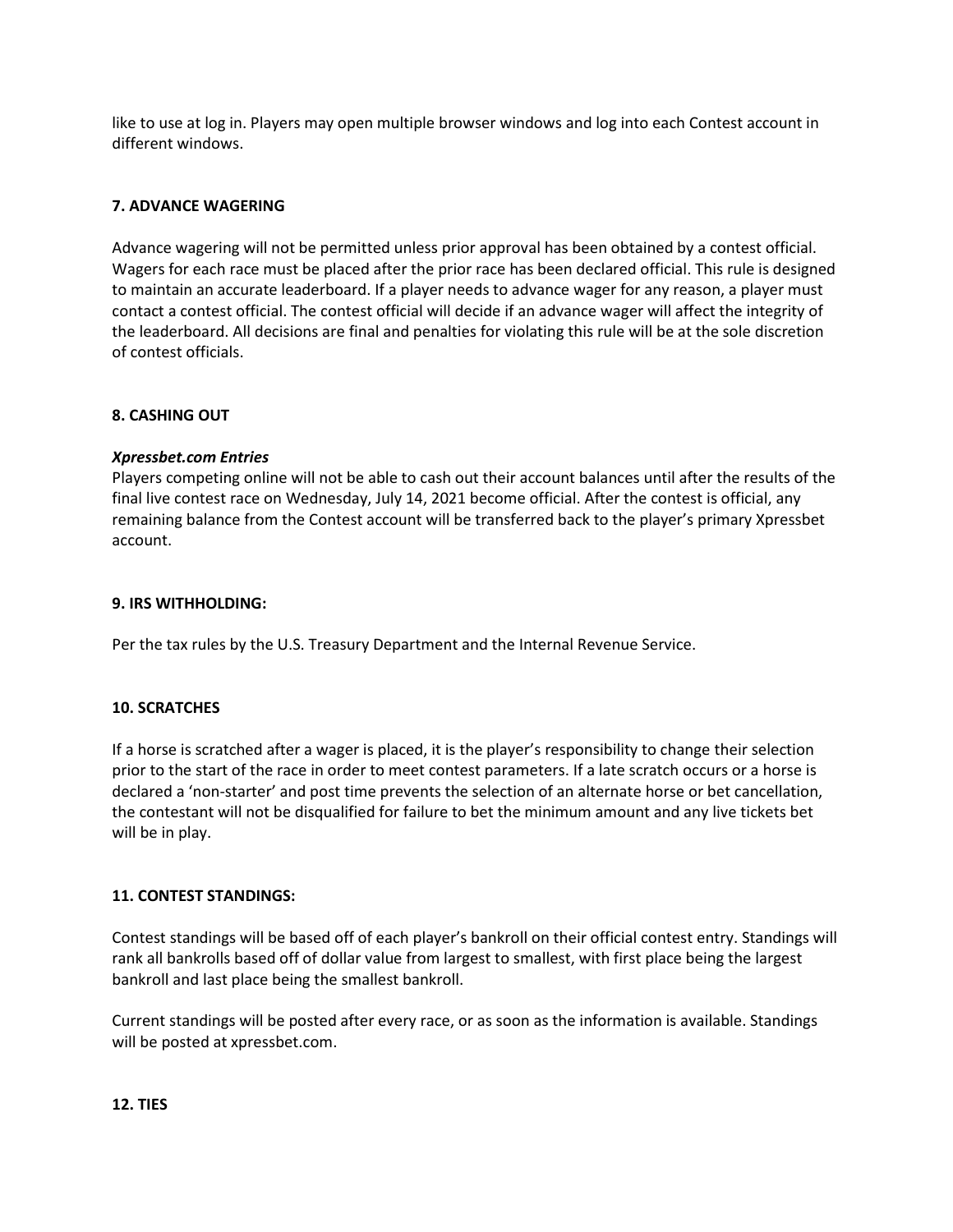like to use at log in. Players may open multiple browser windows and log into each Contest account in different windows.

**7. ADVANCE WAGERING**

Advance wagering will not be permitted unless prior approval has been obtained by a contest official. Wagers for each race must be placed after the prior race has been declared official. This rule is designed to maintain an accurate leaderboard. If a player needs to advance wager for any reason, a player must contact a contest official. The contest official will decide if an advance wager will affect the integrity of the leaderboard. All decisions are final and penalties for violating this rule will be at the sole discretion of contest officials.

**8. CASHING OUT**

***Xpressbet.com Entries***
Players competing online will not be able to cash out their account balances until after the results of the final live contest race on Wednesday, July 14, 2021 become official. After the contest is official, any remaining balance from the Contest account will be transferred back to the player's primary Xpressbet account.

**9. IRS WITHHOLDING:**

Per the tax rules by the U.S. Treasury Department and the Internal Revenue Service.

**10. SCRATCHES**

If a horse is scratched after a wager is placed, it is the player's responsibility to change their selection prior to the start of the race in order to meet contest parameters. If a late scratch occurs or a horse is declared a 'non-starter' and post time prevents the selection of an alternate horse or bet cancellation, the contestant will not be disqualified for failure to bet the minimum amount and any live tickets bet will be in play.

**11. CONTEST STANDINGS:**

Contest standings will be based off of each player's bankroll on their official contest entry. Standings will rank all bankrolls based off of dollar value from largest to smallest, with first place being the largest bankroll and last place being the smallest bankroll.

Current standings will be posted after every race, or as soon as the information is available. Standings will be posted at xpressbet.com.

**12. TIES**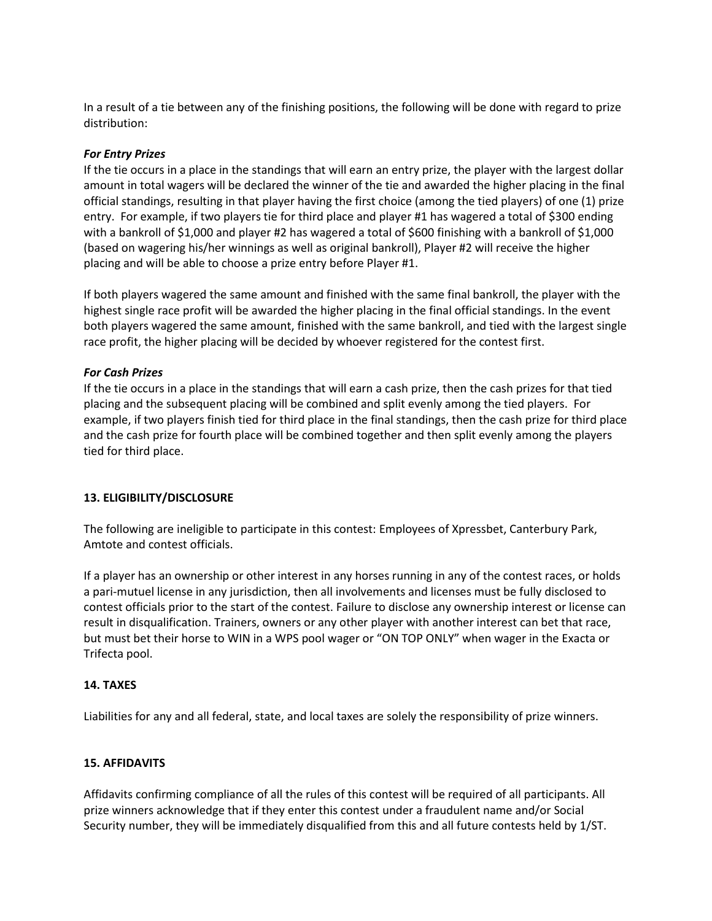In a result of a tie between any of the finishing positions, the following will be done with regard to prize distribution:

***For Entry Prizes***

If the tie occurs in a place in the standings that will earn an entry prize, the player with the largest dollar amount in total wagers will be declared the winner of the tie and awarded the higher placing in the final official standings, resulting in that player having the first choice (among the tied players) of one (1) prize entry. For example, if two players tie for third place and player #1 has wagered a total of $300 ending with a bankroll of $1,000 and player #2 has wagered a total of $600 finishing with a bankroll of $1,000 (based on wagering his/her winnings as well as original bankroll), Player #2 will receive the higher placing and will be able to choose a prize entry before Player #1.

If both players wagered the same amount and finished with the same final bankroll, the player with the highest single race profit will be awarded the higher placing in the final official standings. In the event both players wagered the same amount, finished with the same bankroll, and tied with the largest single race profit, the higher placing will be decided by whoever registered for the contest first.

***For Cash Prizes***

If the tie occurs in a place in the standings that will earn a cash prize, then the cash prizes for that tied placing and the subsequent placing will be combined and split evenly among the tied players. For example, if two players finish tied for third place in the final standings, then the cash prize for third place and the cash prize for fourth place will be combined together and then split evenly among the players tied for third place.

**13. ELIGIBILITY/DISCLOSURE**

The following are ineligible to participate in this contest: Employees of Xpressbet, Canterbury Park, Amtote and contest officials.

If a player has an ownership or other interest in any horses running in any of the contest races, or holds a pari-mutuel license in any jurisdiction, then all involvements and licenses must be fully disclosed to contest officials prior to the start of the contest. Failure to disclose any ownership interest or license can result in disqualification. Trainers, owners or any other player with another interest can bet that race, but must bet their horse to WIN in a WPS pool wager or "ON TOP ONLY" when wager in the Exacta or Trifecta pool.

**14. TAXES**

Liabilities for any and all federal, state, and local taxes are solely the responsibility of prize winners.

**15. AFFIDAVITS**

Affidavits confirming compliance of all the rules of this contest will be required of all participants. All prize winners acknowledge that if they enter this contest under a fraudulent name and/or Social Security number, they will be immediately disqualified from this and all future contests held by 1/ST.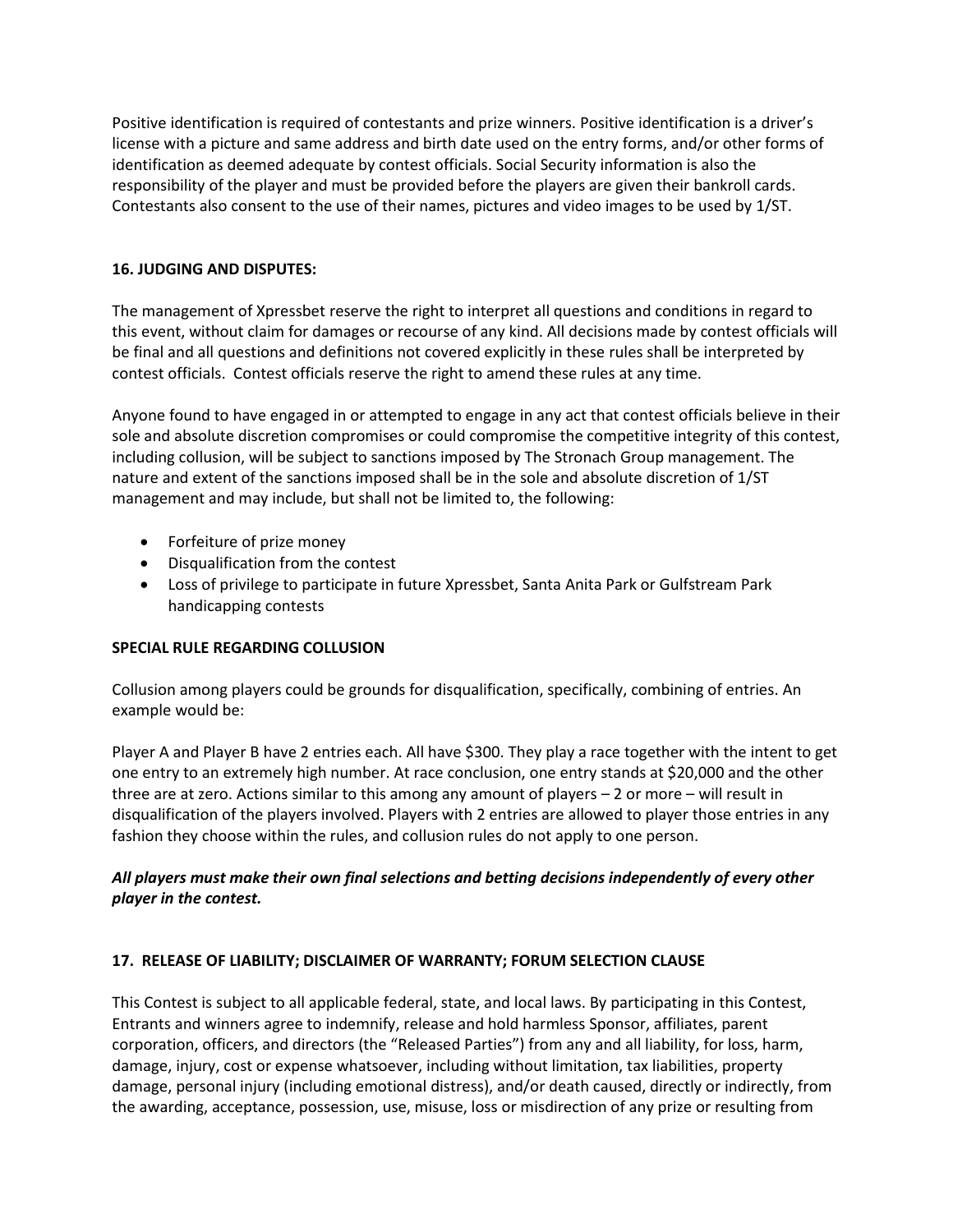Positive identification is required of contestants and prize winners. Positive identification is a driver's license with a picture and same address and birth date used on the entry forms, and/or other forms of identification as deemed adequate by contest officials. Social Security information is also the responsibility of the player and must be provided before the players are given their bankroll cards. Contestants also consent to the use of their names, pictures and video images to be used by 1/ST.

**16. JUDGING AND DISPUTES:**

The management of Xpressbet reserve the right to interpret all questions and conditions in regard to this event, without claim for damages or recourse of any kind. All decisions made by contest officials will be final and all questions and definitions not covered explicitly in these rules shall be interpreted by contest officials. Contest officials reserve the right to amend these rules at any time.

Anyone found to have engaged in or attempted to engage in any act that contest officials believe in their sole and absolute discretion compromises or could compromise the competitive integrity of this contest, including collusion, will be subject to sanctions imposed by The Stronach Group management. The nature and extent of the sanctions imposed shall be in the sole and absolute discretion of 1/ST management and may include, but shall not be limited to, the following:

- Forfeiture of prize money
- Disqualification from the contest
- Loss of privilege to participate in future Xpressbet, Santa Anita Park or Gulfstream Park handicapping contests

**SPECIAL RULE REGARDING COLLUSION**

Collusion among players could be grounds for disqualification, specifically, combining of entries. An example would be:

Player A and Player B have 2 entries each. All have $300. They play a race together with the intent to get one entry to an extremely high number. At race conclusion, one entry stands at $20,000 and the other three are at zero. Actions similar to this among any amount of players – 2 or more – will result in disqualification of the players involved. Players with 2 entries are allowed to player those entries in any fashion they choose within the rules, and collusion rules do not apply to one person.

***All players must make their own final selections and betting decisions independently of every other player in the contest.***

**17. RELEASE OF LIABILITY; DISCLAIMER OF WARRANTY; FORUM SELECTION CLAUSE**

This Contest is subject to all applicable federal, state, and local laws. By participating in this Contest, Entrants and winners agree to indemnify, release and hold harmless Sponsor, affiliates, parent corporation, officers, and directors (the "Released Parties") from any and all liability, for loss, harm, damage, injury, cost or expense whatsoever, including without limitation, tax liabilities, property damage, personal injury (including emotional distress), and/or death caused, directly or indirectly, from the awarding, acceptance, possession, use, misuse, loss or misdirection of any prize or resulting from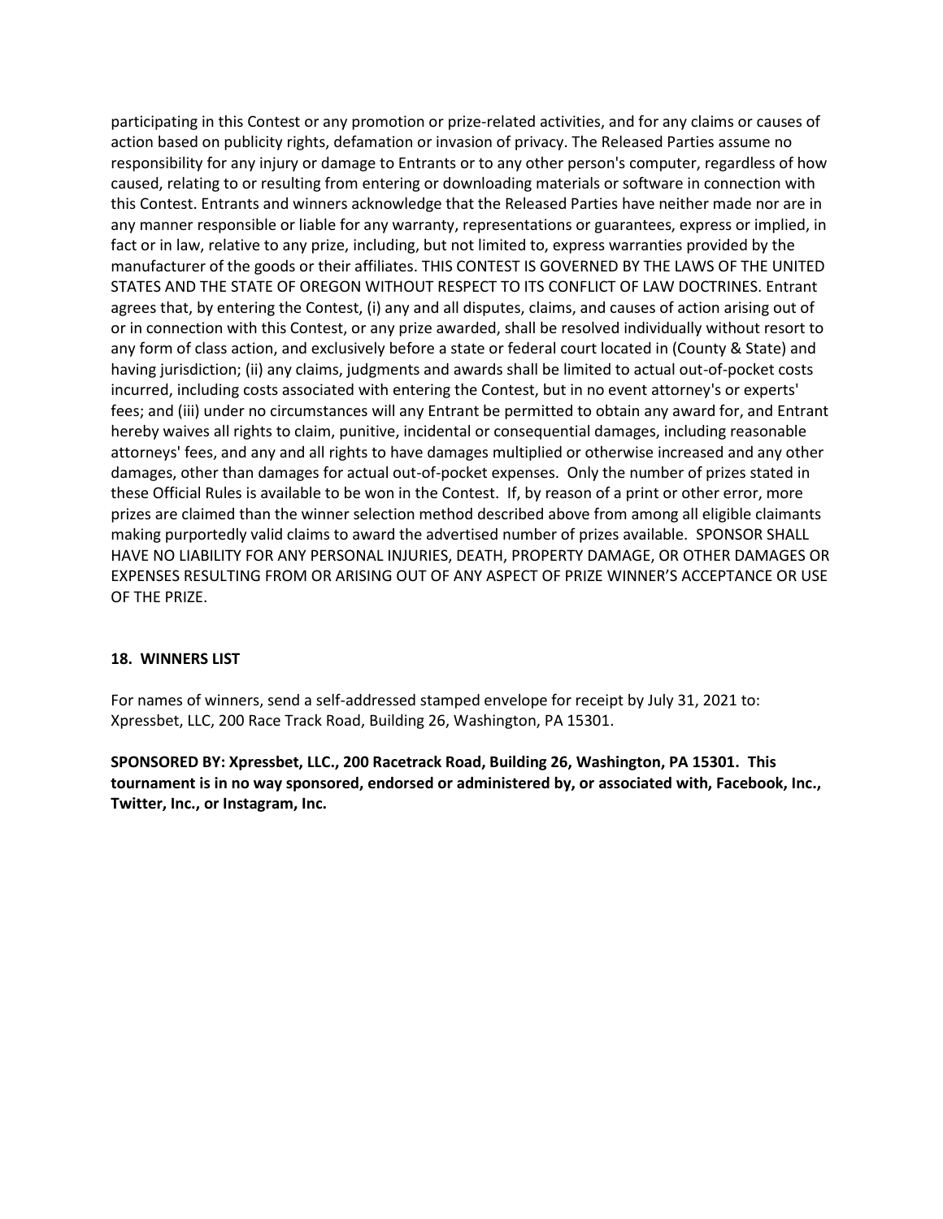participating in this Contest or any promotion or prize-related activities, and for any claims or causes of action based on publicity rights, defamation or invasion of privacy. The Released Parties assume no responsibility for any injury or damage to Entrants or to any other person's computer, regardless of how caused, relating to or resulting from entering or downloading materials or software in connection with this Contest. Entrants and winners acknowledge that the Released Parties have neither made nor are in any manner responsible or liable for any warranty, representations or guarantees, express or implied, in fact or in law, relative to any prize, including, but not limited to, express warranties provided by the manufacturer of the goods or their affiliates. THIS CONTEST IS GOVERNED BY THE LAWS OF THE UNITED STATES AND THE STATE OF OREGON WITHOUT RESPECT TO ITS CONFLICT OF LAW DOCTRINES. Entrant agrees that, by entering the Contest, (i) any and all disputes, claims, and causes of action arising out of or in connection with this Contest, or any prize awarded, shall be resolved individually without resort to any form of class action, and exclusively before a state or federal court located in (County & State) and having jurisdiction; (ii) any claims, judgments and awards shall be limited to actual out-of-pocket costs incurred, including costs associated with entering the Contest, but in no event attorney's or experts' fees; and (iii) under no circumstances will any Entrant be permitted to obtain any award for, and Entrant hereby waives all rights to claim, punitive, incidental or consequential damages, including reasonable attorneys' fees, and any and all rights to have damages multiplied or otherwise increased and any other damages, other than damages for actual out-of-pocket expenses. Only the number of prizes stated in these Official Rules is available to be won in the Contest. If, by reason of a print or other error, more prizes are claimed than the winner selection method described above from among all eligible claimants making purportedly valid claims to award the advertised number of prizes available. SPONSOR SHALL HAVE NO LIABILITY FOR ANY PERSONAL INJURIES, DEATH, PROPERTY DAMAGE, OR OTHER DAMAGES OR EXPENSES RESULTING FROM OR ARISING OUT OF ANY ASPECT OF PRIZE WINNER'S ACCEPTANCE OR USE OF THE PRIZE.

**18. WINNERS LIST**

For names of winners, send a self-addressed stamped envelope for receipt by July 31, 2021 to: Xpressbet, LLC, 200 Race Track Road, Building 26, Washington, PA 15301.

**SPONSORED BY: Xpressbet, LLC., 200 Racetrack Road, Building 26, Washington, PA 15301. This tournament is in no way sponsored, endorsed or administered by, or associated with, Facebook, Inc., Twitter, Inc., or Instagram, Inc.**